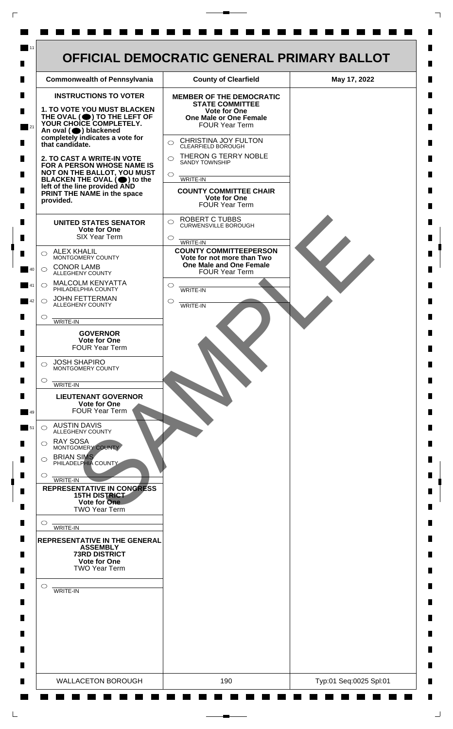# OFFICIAL DEMOCRATIC GENERAL PRIMARY BALLOT

| Commonwealth of Pennsylvania | County of Clearfield | May 17, 2022 |
|---|---|---|

**INSTRUCTIONS TO VOTER**

**1. TO VOTE YOU MUST BLACKEN THE OVAL (⬤) TO THE LEFT OF YOUR CHOICE COMPLETELY.** An oval (⬤) blackened completely indicates a vote for that candidate.

**2. TO CAST A WRITE-IN VOTE FOR A PERSON WHOSE NAME IS NOT ON THE BALLOT, YOU MUST BLACKEN THE OVAL (⬤) to the left of the line provided AND PRINT THE NAME in the space provided.**

## UNITED STATES SENATOR
**Vote for One**
SIX Year Term

- ○ ALEX KHALIL — MONTGOMERY COUNTY
- ○ CONOR LAMB — ALLEGHENY COUNTY
- ○ MALCOLM KENYATTA — PHILADELPHIA COUNTY
- ○ JOHN FETTERMAN — ALLEGHENY COUNTY
- ○ WRITE-IN

## GOVERNOR
**Vote for One**
FOUR Year Term

- ○ JOSH SHAPIRO — MONTGOMERY COUNTY
- ○ WRITE-IN

## LIEUTENANT GOVERNOR
**Vote for One**
FOUR Year Term

- ○ AUSTIN DAVIS — ALLEGHENY COUNTY
- ○ RAY SOSA — MONTGOMERY COUNTY
- ○ BRIAN SIMS — PHILADELPHIA COUNTY
- ○ WRITE-IN

## REPRESENTATIVE IN CONGRESS
**15TH DISTRICT**
**Vote for One**
TWO Year Term

- ○ WRITE-IN

## REPRESENTATIVE IN THE GENERAL ASSEMBLY
**73RD DISTRICT**
**Vote for One**
TWO Year Term

- ○ WRITE-IN

## MEMBER OF THE DEMOCRATIC STATE COMMITTEE
**Vote for One**
**One Male or One Female**
FOUR Year Term

- ○ CHRISTINA JOY FULTON — CLEARFIELD BOROUGH
- ○ THERON G TERRY NOBLE — SANDY TOWNSHIP
- ○ WRITE-IN

## COUNTY COMMITTEE CHAIR
**Vote for One**
FOUR Year Term

- ○ ROBERT C TUBBS — CURWENSVILLE BOROUGH
- ○ WRITE-IN

## COUNTY COMMITTEEPERSON
**Vote for not more than Two**
**One Male and One Female**
FOUR Year Term

- ○ WRITE-IN
- ○ WRITE-IN

SAMPLE

| WALLACETON BOROUGH | 190 | Typ:01 Seq:0025 Spl:01 |
|---|---|---|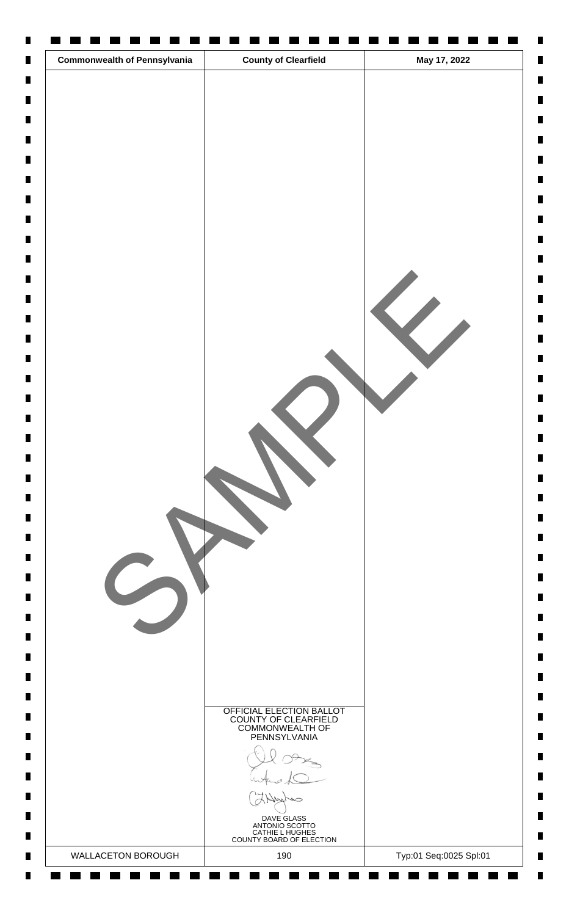| Commonwealth of Pennsylvania | County of Clearfield | May 17, 2022 |
|---|---|---|
| | OFFICIAL ELECTION BALLOT<br>COUNTY OF CLEARFIELD<br>COMMONWEALTH OF PENNSYLVANIA<br><br>DAVE GLASS<br>ANTONIO SCOTTO<br>CATHIE L HUGHES<br>COUNTY BOARD OF ELECTION | |
| WALLACETON BOROUGH | 190 | Typ:01 Seq:0025 Spl:01 |

SAMPLE